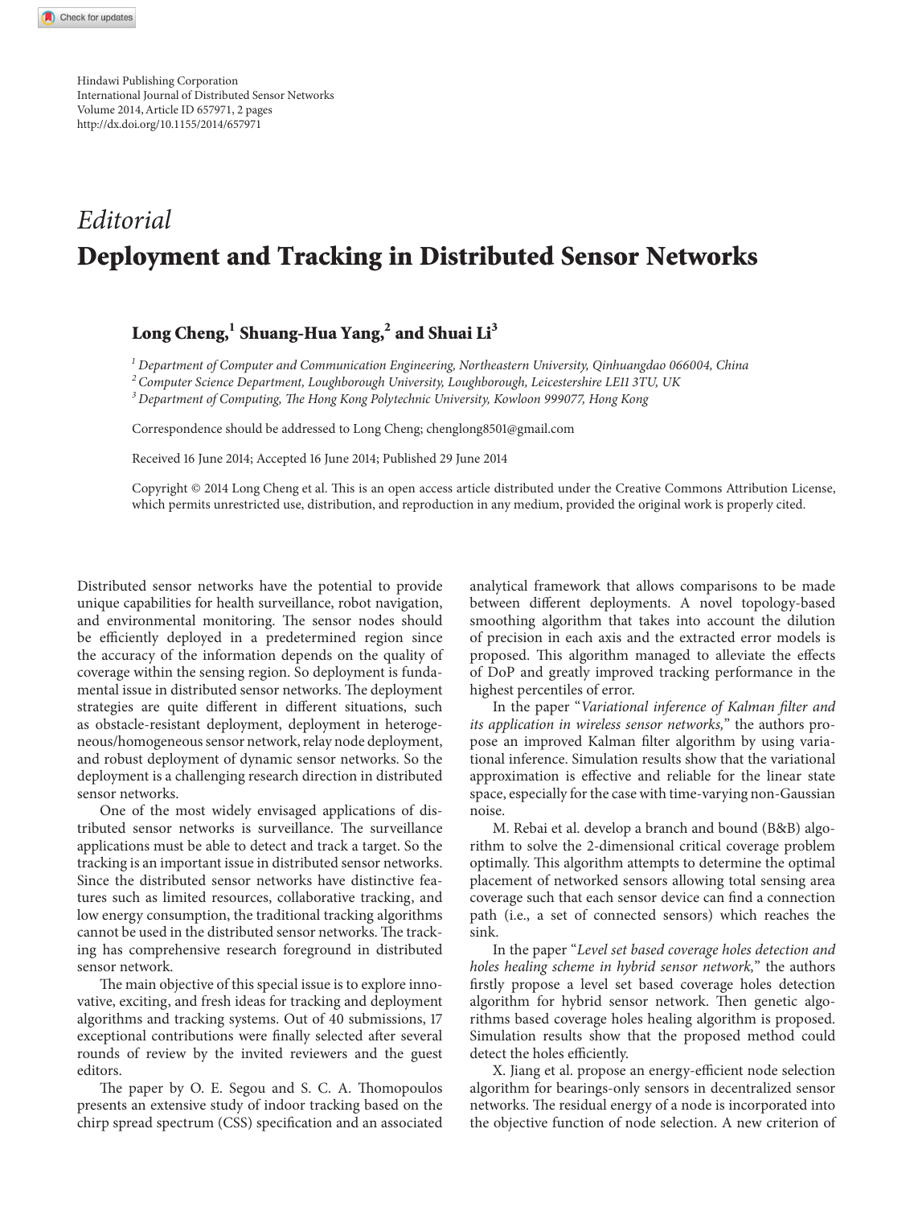Hindawi Publishing Corporation
International Journal of Distributed Sensor Networks
Volume 2014, Article ID 657971, 2 pages
http://dx.doi.org/10.1155/2014/657971

*Editorial*

# Deployment and Tracking in Distributed Sensor Networks

**Long Cheng,[1] Shuang-Hua Yang,[2] and Shuai Li[3]**

[1] *Department of Computer and Communication Engineering, Northeastern University, Qinhuangdao 066004, China*
[2] *Computer Science Department, Loughborough University, Loughborough, Leicestershire LE11 3TU, UK*
[3] *Department of Computing, The Hong Kong Polytechnic University, Kowloon 999077, Hong Kong*

Correspondence should be addressed to Long Cheng; chenglong8501@gmail.com

Received 16 June 2014; Accepted 16 June 2014; Published 29 June 2014

Copyright © 2014 Long Cheng et al. This is an open access article distributed under the Creative Commons Attribution License, which permits unrestricted use, distribution, and reproduction in any medium, provided the original work is properly cited.

Distributed sensor networks have the potential to provide unique capabilities for health surveillance, robot navigation, and environmental monitoring. The sensor nodes should be efficiently deployed in a predetermined region since the accuracy of the information depends on the quality of coverage within the sensing region. So deployment is fundamental issue in distributed sensor networks. The deployment strategies are quite different in different situations, such as obstacle-resistant deployment, deployment in heterogeneous/homogeneous sensor network, relay node deployment, and robust deployment of dynamic sensor networks. So the deployment is a challenging research direction in distributed sensor networks.

One of the most widely envisaged applications of distributed sensor networks is surveillance. The surveillance applications must be able to detect and track a target. So the tracking is an important issue in distributed sensor networks. Since the distributed sensor networks have distinctive features such as limited resources, collaborative tracking, and low energy consumption, the traditional tracking algorithms cannot be used in the distributed sensor networks. The tracking has comprehensive research foreground in distributed sensor network.

The main objective of this special issue is to explore innovative, exciting, and fresh ideas for tracking and deployment algorithms and tracking systems. Out of 40 submissions, 17 exceptional contributions were finally selected after several rounds of review by the invited reviewers and the guest editors.

The paper by O. E. Segou and S. C. A. Thomopoulos presents an extensive study of indoor tracking based on the chirp spread spectrum (CSS) specification and an associated analytical framework that allows comparisons to be made between different deployments. A novel topology-based smoothing algorithm that takes into account the dilution of precision in each axis and the extracted error models is proposed. This algorithm managed to alleviate the effects of DoP and greatly improved tracking performance in the highest percentiles of error.

In the paper "*Variational inference of Kalman filter and its application in wireless sensor networks,*" the authors propose an improved Kalman filter algorithm by using variational inference. Simulation results show that the variational approximation is effective and reliable for the linear state space, especially for the case with time-varying non-Gaussian noise.

M. Rebai et al. develop a branch and bound (B&B) algorithm to solve the 2-dimensional critical coverage problem optimally. This algorithm attempts to determine the optimal placement of networked sensors allowing total sensing area coverage such that each sensor device can find a connection path (i.e., a set of connected sensors) which reaches the sink.

In the paper "*Level set based coverage holes detection and holes healing scheme in hybrid sensor network,*" the authors firstly propose a level set based coverage holes detection algorithm for hybrid sensor network. Then genetic algorithms based coverage holes healing algorithm is proposed. Simulation results show that the proposed method could detect the holes efficiently.

X. Jiang et al. propose an energy-efficient node selection algorithm for bearings-only sensors in decentralized sensor networks. The residual energy of a node is incorporated into the objective function of node selection. A new criterion of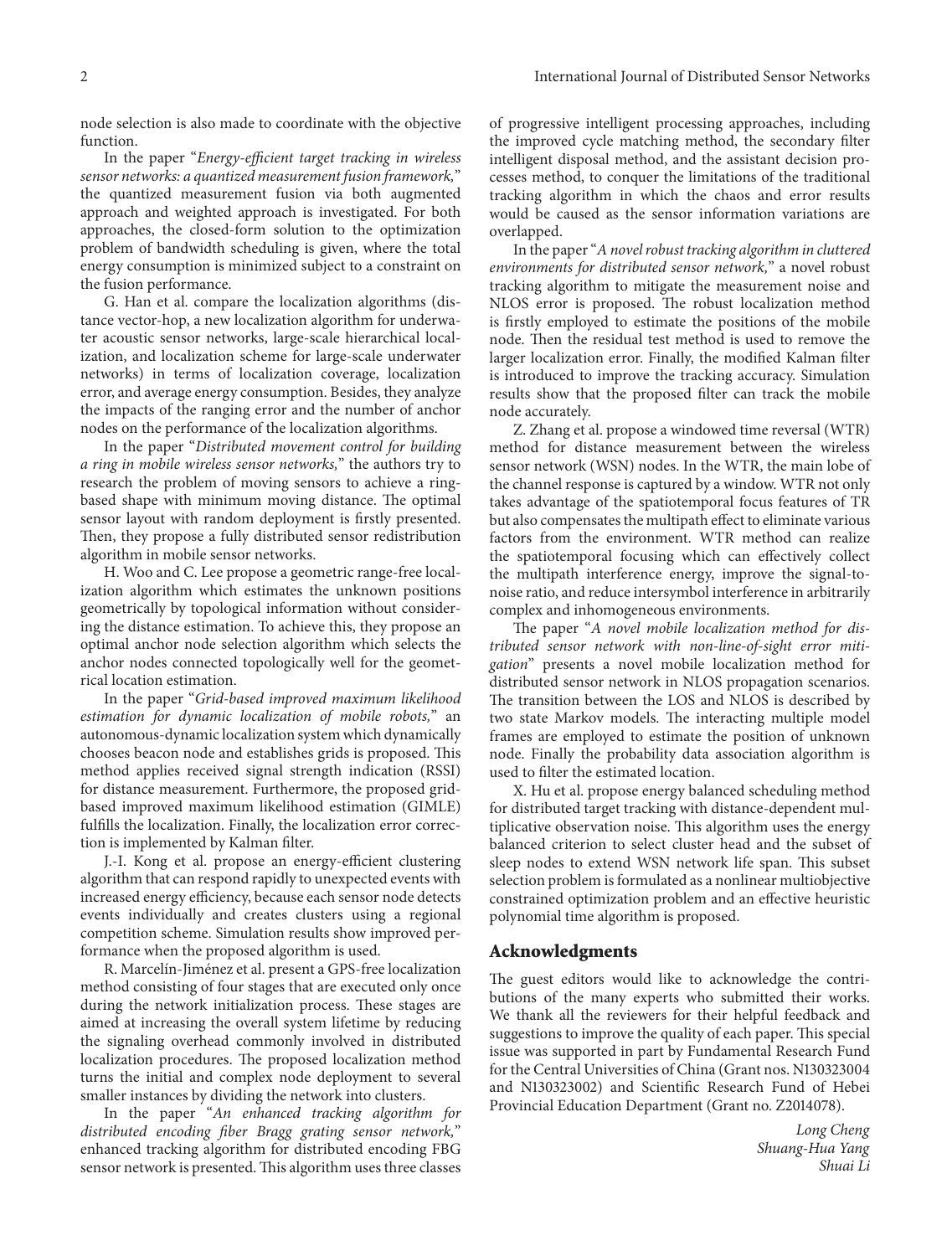node selection is also made to coordinate with the objective function.

In the paper "*Energy-efficient target tracking in wireless sensor networks: a quantized measurement fusion framework,*" the quantized measurement fusion via both augmented approach and weighted approach is investigated. For both approaches, the closed-form solution to the optimization problem of bandwidth scheduling is given, where the total energy consumption is minimized subject to a constraint on the fusion performance.

G. Han et al. compare the localization algorithms (distance vector-hop, a new localization algorithm for underwater acoustic sensor networks, large-scale hierarchical localization, and localization scheme for large-scale underwater networks) in terms of localization coverage, localization error, and average energy consumption. Besides, they analyze the impacts of the ranging error and the number of anchor nodes on the performance of the localization algorithms.

In the paper "*Distributed movement control for building a ring in mobile wireless sensor networks,*" the authors try to research the problem of moving sensors to achieve a ring-based shape with minimum moving distance. The optimal sensor layout with random deployment is firstly presented. Then, they propose a fully distributed sensor redistribution algorithm in mobile sensor networks.

H. Woo and C. Lee propose a geometric range-free localization algorithm which estimates the unknown positions geometrically by topological information without considering the distance estimation. To achieve this, they propose an optimal anchor node selection algorithm which selects the anchor nodes connected topologically well for the geometrical location estimation.

In the paper "*Grid-based improved maximum likelihood estimation for dynamic localization of mobile robots,*" an autonomous-dynamic localization system which dynamically chooses beacon node and establishes grids is proposed. This method applies received signal strength indication (RSSI) for distance measurement. Furthermore, the proposed grid-based improved maximum likelihood estimation (GIMLE) fulfills the localization. Finally, the localization error correction is implemented by Kalman filter.

J.-I. Kong et al. propose an energy-efficient clustering algorithm that can respond rapidly to unexpected events with increased energy efficiency, because each sensor node detects events individually and creates clusters using a regional competition scheme. Simulation results show improved performance when the proposed algorithm is used.

R. Marcelín-Jiménez et al. present a GPS-free localization method consisting of four stages that are executed only once during the network initialization process. These stages are aimed at increasing the overall system lifetime by reducing the signaling overhead commonly involved in distributed localization procedures. The proposed localization method turns the initial and complex node deployment to several smaller instances by dividing the network into clusters.

In the paper "*An enhanced tracking algorithm for distributed encoding fiber Bragg grating sensor network,*" enhanced tracking algorithm for distributed encoding FBG sensor network is presented. This algorithm uses three classes of progressive intelligent processing approaches, including the improved cycle matching method, the secondary filter intelligent disposal method, and the assistant decision processes method, to conquer the limitations of the traditional tracking algorithm in which the chaos and error results would be caused as the sensor information variations are overlapped.

In the paper "*A novel robust tracking algorithm in cluttered environments for distributed sensor network,*" a novel robust tracking algorithm to mitigate the measurement noise and NLOS error is proposed. The robust localization method is firstly employed to estimate the positions of the mobile node. Then the residual test method is used to remove the larger localization error. Finally, the modified Kalman filter is introduced to improve the tracking accuracy. Simulation results show that the proposed filter can track the mobile node accurately.

Z. Zhang et al. propose a windowed time reversal (WTR) method for distance measurement between the wireless sensor network (WSN) nodes. In the WTR, the main lobe of the channel response is captured by a window. WTR not only takes advantage of the spatiotemporal focus features of TR but also compensates the multipath effect to eliminate various factors from the environment. WTR method can realize the spatiotemporal focusing which can effectively collect the multipath interference energy, improve the signal-to-noise ratio, and reduce intersymbol interference in arbitrarily complex and inhomogeneous environments.

The paper "*A novel mobile localization method for distributed sensor network with non-line-of-sight error mitigation*" presents a novel mobile localization method for distributed sensor network in NLOS propagation scenarios. The transition between the LOS and NLOS is described by two state Markov models. The interacting multiple model frames are employed to estimate the position of unknown node. Finally the probability data association algorithm is used to filter the estimated location.

X. Hu et al. propose energy balanced scheduling method for distributed target tracking with distance-dependent multiplicative observation noise. This algorithm uses the energy balanced criterion to select cluster head and the subset of sleep nodes to extend WSN network life span. This subset selection problem is formulated as a nonlinear multiobjective constrained optimization problem and an effective heuristic polynomial time algorithm is proposed.

## Acknowledgments

The guest editors would like to acknowledge the contributions of the many experts who submitted their works. We thank all the reviewers for their helpful feedback and suggestions to improve the quality of each paper. This special issue was supported in part by Fundamental Research Fund for the Central Universities of China (Grant nos. N130323004 and N130323002) and Scientific Research Fund of Hebei Provincial Education Department (Grant no. Z2014078).

*Long Cheng*
*Shuang-Hua Yang*
*Shuai Li*